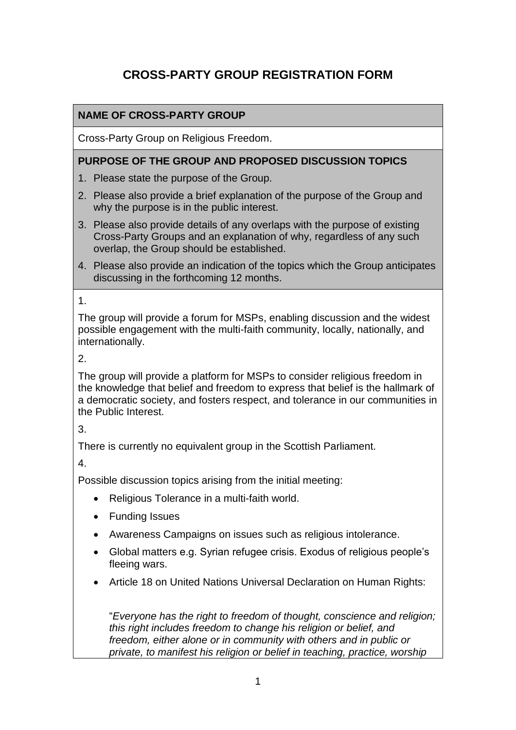# CROSS-PARTY GROUP REGISTRATION FORM

## NAME OF CROSS-PARTY GROUP

Cross-Party Group on Religious Freedom.

## PURPOSE OF THE GROUP AND PROPOSED DISCUSSION TOPICS

1. Please state the purpose of the Group.
2. Please also provide a brief explanation of the purpose of the Group and why the purpose is in the public interest.
3. Please also provide details of any overlaps with the purpose of existing Cross-Party Groups and an explanation of why, regardless of any such overlap, the Group should be established.
4. Please also provide an indication of the topics which the Group anticipates discussing in the forthcoming 12 months.

1.

The group will provide a forum for MSPs, enabling discussion and the widest possible engagement with the multi-faith community, locally, nationally, and internationally.

2.

The group will provide a platform for MSPs to consider religious freedom in the knowledge that belief and freedom to express that belief is the hallmark of a democratic society, and fosters respect, and tolerance in our communities in the Public Interest.

3.

There is currently no equivalent group in the Scottish Parliament.

4.

Possible discussion topics arising from the initial meeting:

- Religious Tolerance in a multi-faith world.
- Funding Issues
- Awareness Campaigns on issues such as religious intolerance.
- Global matters e.g. Syrian refugee crisis. Exodus of religious people's fleeing wars.
- Article 18 on United Nations Universal Declaration on Human Rights:

  "*Everyone has the right to freedom of thought, conscience and religion; this right includes freedom to change his religion or belief, and freedom, either alone or in community with others and in public or private, to manifest his religion or belief in teaching, practice, worship*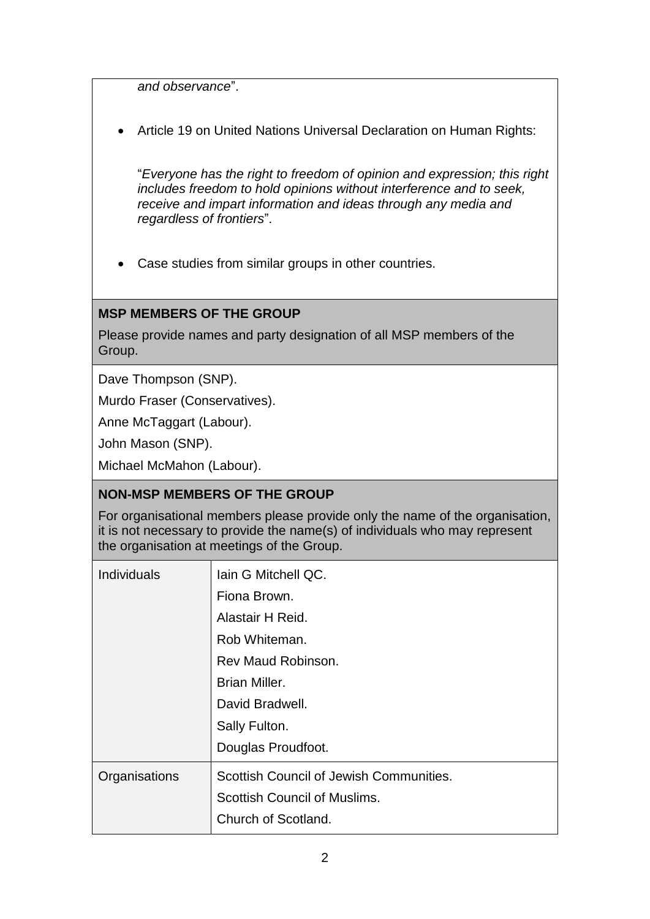*and observance*".

- Article 19 on United Nations Universal Declaration on Human Rights:

  "*Everyone has the right to freedom of opinion and expression; this right includes freedom to hold opinions without interference and to seek, receive and impart information and ideas through any media and regardless of frontiers*".

- Case studies from similar groups in other countries.

**MSP MEMBERS OF THE GROUP**

Please provide names and party designation of all MSP members of the Group.

Dave Thompson (SNP).

Murdo Fraser (Conservatives).

Anne McTaggart (Labour).

John Mason (SNP).

Michael McMahon (Labour).

**NON-MSP MEMBERS OF THE GROUP**

For organisational members please provide only the name of the organisation, it is not necessary to provide the name(s) of individuals who may represent the organisation at meetings of the Group.

| | |
|---|---|
| Individuals | Iain G Mitchell QC.<br>Fiona Brown.<br>Alastair H Reid.<br>Rob Whiteman.<br>Rev Maud Robinson.<br>Brian Miller.<br>David Bradwell.<br>Sally Fulton.<br>Douglas Proudfoot. |
| Organisations | Scottish Council of Jewish Communities.<br>Scottish Council of Muslims.<br>Church of Scotland. |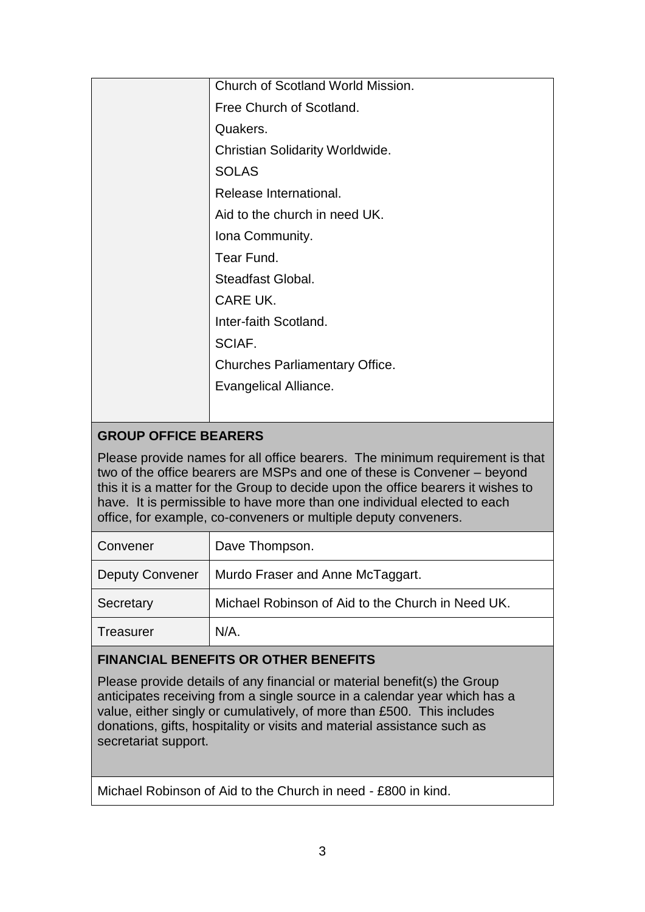| | |
|---|---|
| | Church of Scotland World Mission.<br>Free Church of Scotland.<br>Quakers.<br>Christian Solidarity Worldwide.<br>SOLAS<br>Release International.<br>Aid to the church in need UK.<br>Iona Community.<br>Tear Fund.<br>Steadfast Global.<br>CARE UK.<br>Inter-faith Scotland.<br>SCIAF.<br>Churches Parliamentary Office.<br>Evangelical Alliance. |

**GROUP OFFICE BEARERS**

Please provide names for all office bearers. The minimum requirement is that two of the office bearers are MSPs and one of these is Convener – beyond this it is a matter for the Group to decide upon the office bearers it wishes to have. It is permissible to have more than one individual elected to each office, for example, co-conveners or multiple deputy conveners.

| | |
|---|---|
| Convener | Dave Thompson. |
| Deputy Convener | Murdo Fraser and Anne McTaggart. |
| Secretary | Michael Robinson of Aid to the Church in Need UK. |
| Treasurer | N/A. |

**FINANCIAL BENEFITS OR OTHER BENEFITS**

Please provide details of any financial or material benefit(s) the Group anticipates receiving from a single source in a calendar year which has a value, either singly or cumulatively, of more than £500. This includes donations, gifts, hospitality or visits and material assistance such as secretariat support.

Michael Robinson of Aid to the Church in need - £800 in kind.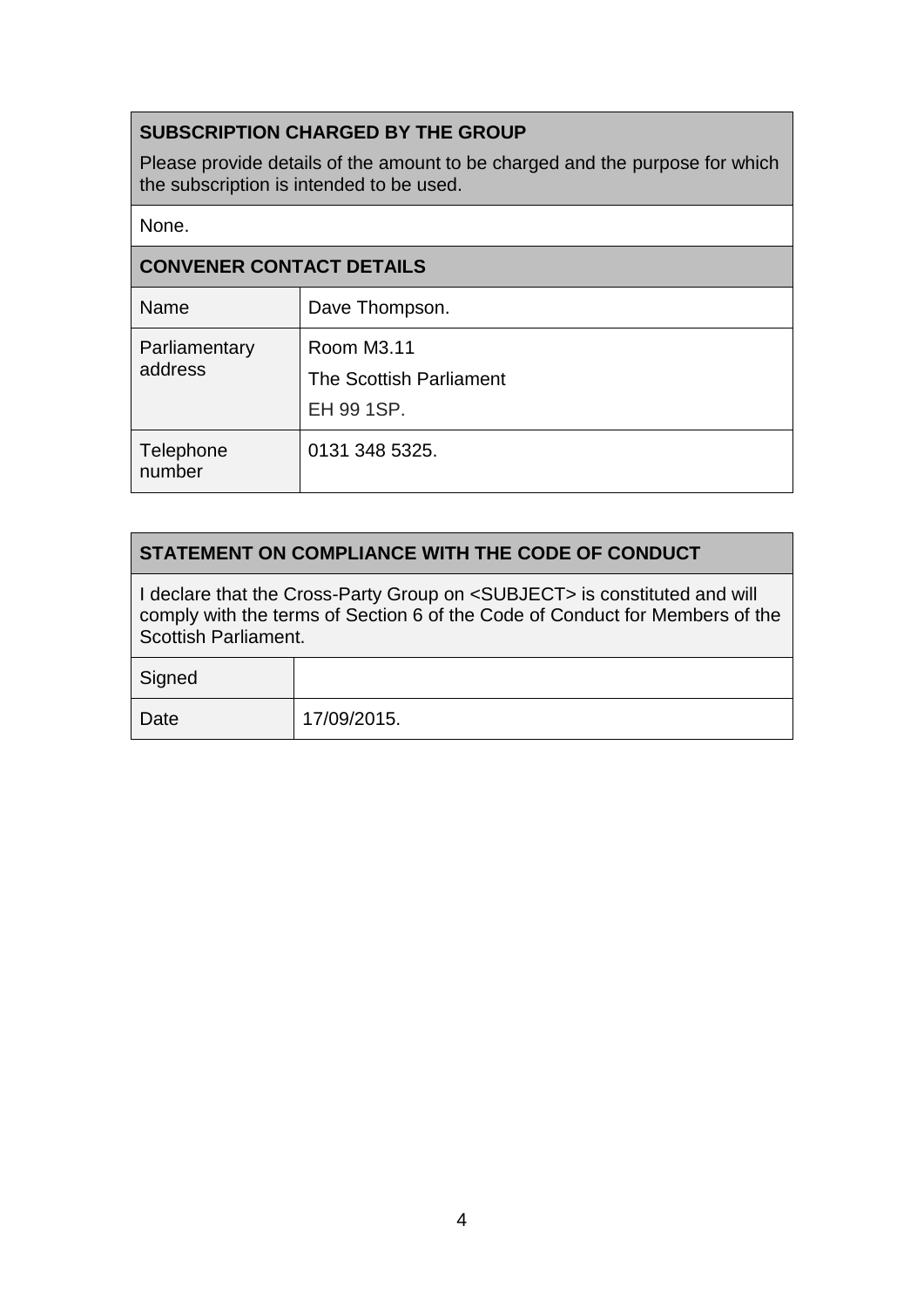| **SUBSCRIPTION CHARGED BY THE GROUP** |
|---|
| Please provide details of the amount to be charged and the purpose for which the subscription is intended to be used. |
| None. |

| **CONVENER CONTACT DETAILS** | |
|---|---|
| Name | Dave Thompson. |
| Parliamentary address | Room M3.11<br>The Scottish Parliament<br>EH 99 1SP. |
| Telephone number | 0131 348 5325. |

| **STATEMENT ON COMPLIANCE WITH THE CODE OF CONDUCT** | |
|---|---|
| I declare that the Cross-Party Group on <SUBJECT> is constituted and will comply with the terms of Section 6 of the Code of Conduct for Members of the Scottish Parliament. | |
| Signed | |
| Date | 17/09/2015. |